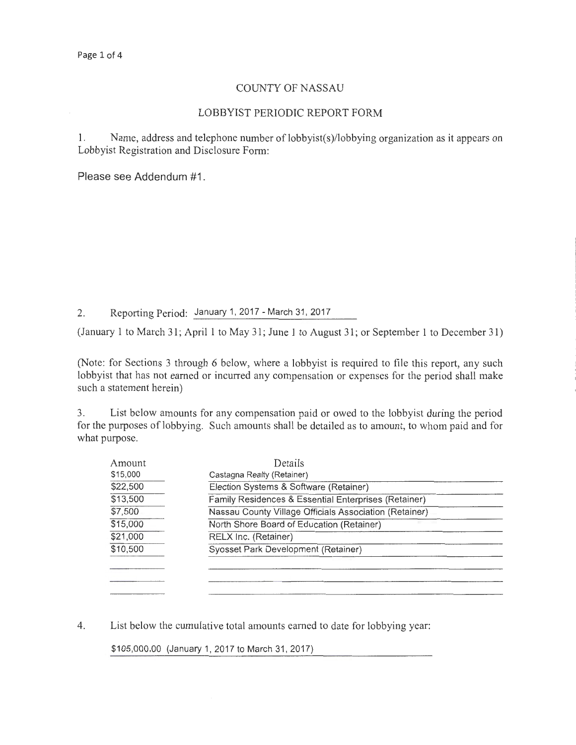COUNTY OF NASSAU

LOBBYIST PERIODIC REPORT FORM

1. Name, address and telephone number of lobbyist(s)/lobbying organization as it appears on Lobbyist Registration and Disclosure Form:

Please see Addendum #1.

2. Reporting Period: January 1, 2017 - March 31, 2017

(January 1 to March 31; April 1 to May 31; June 1 to August 31; or September 1 to December 31)

(Note: for Sections 3 through 6 below, where a lobbyist is required to file this report, any such lobbyist that has not earned or incurred any compensation or expenses for the period shall make such a statement herein)

3. List below amounts for any compensation paid or owed to the lobbyist during the period for the purposes of lobbying. Such amounts shall be detailed as to amount, to whom paid and for what purpose.

| Amount | Details |
|---|---|
| $15,000 | Castagna Realty (Retainer) |
| $22,500 | Election Systems & Software (Retainer) |
| $13,500 | Family Residences & Essential Enterprises (Retainer) |
| $7,500 | Nassau County Village Officials Association (Retainer) |
| $15,000 | North Shore Board of Education (Retainer) |
| $21,000 | RELX Inc. (Retainer) |
| $10,500 | Syosset Park Development (Retainer) |

4. List below the cumulative total amounts earned to date for lobbying year:

$105,000.00 (January 1, 2017 to March 31, 2017)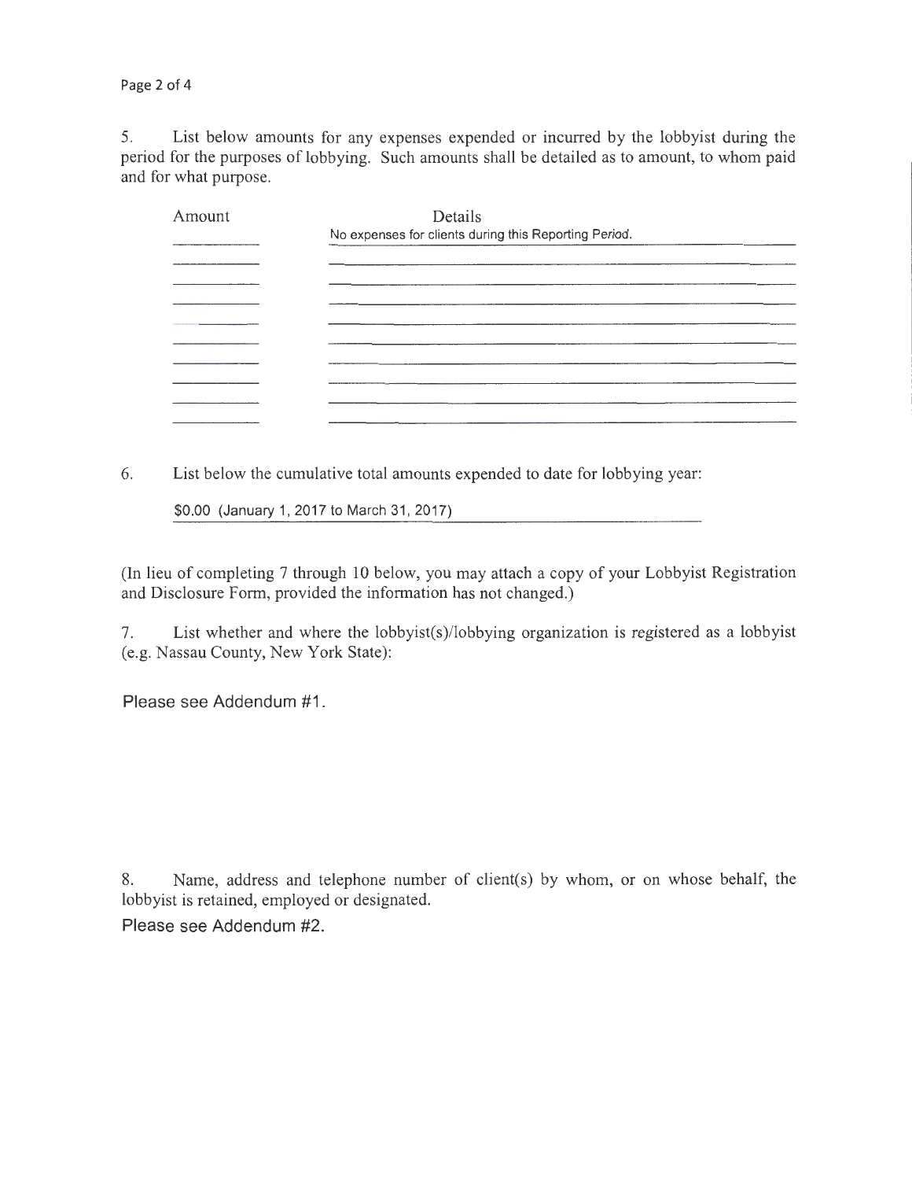5. List below amounts for any expenses expended or incurred by the lobbyist during the period for the purposes of lobbying. Such amounts shall be detailed as to amount, to whom paid and for what purpose.

| Amount | Details |
|---|---|
| | No expenses for clients during this Reporting Period. |

6. List below the cumulative total amounts expended to date for lobbying year:

$0.00 (January 1, 2017 to March 31, 2017)

(In lieu of completing 7 through 10 below, you may attach a copy of your Lobbyist Registration and Disclosure Form, provided the information has not changed.)

7. List whether and where the lobbyist(s)/lobbying organization is registered as a lobbyist (e.g. Nassau County, New York State):

Please see Addendum #1.

8. Name, address and telephone number of client(s) by whom, or on whose behalf, the lobbyist is retained, employed or designated.

Please see Addendum #2.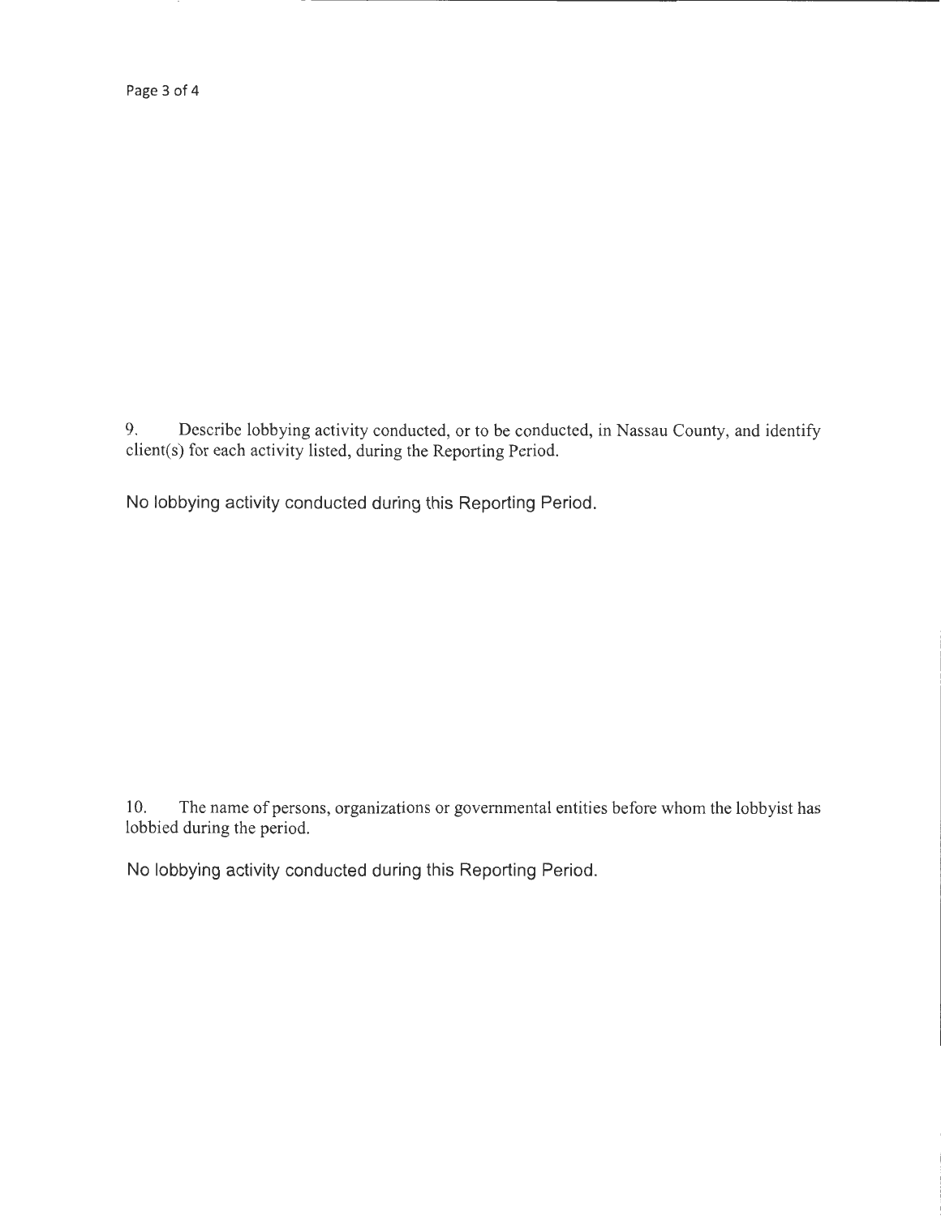9. Describe lobbying activity conducted, or to be conducted, in Nassau County, and identify client(s) for each activity listed, during the Reporting Period.

No lobbying activity conducted during this Reporting Period.

10. The name of persons, organizations or governmental entities before whom the lobbyist has lobbied during the period.

No lobbying activity conducted during this Reporting Period.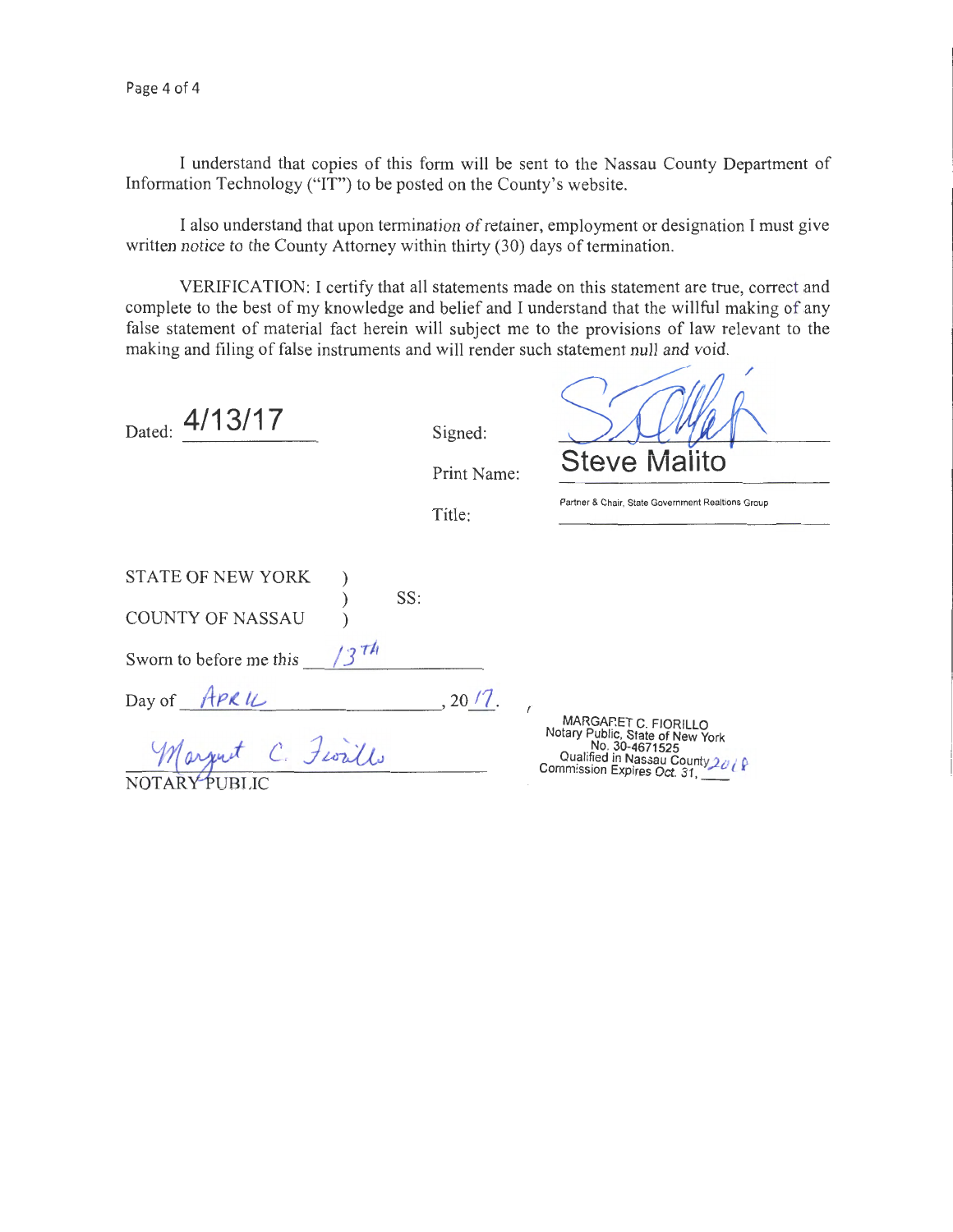I understand that copies of this form will be sent to the Nassau County Department of Information Technology ("IT") to be posted on the County's website.

I also understand that upon termination of retainer, employment or designation I must give written notice to the County Attorney within thirty (30) days of termination.

VERIFICATION: I certify that all statements made on this statement are true, correct and complete to the best of my knowledge and belief and I understand that the willful making of any false statement of material fact herein will subject me to the provisions of law relevant to the making and filing of false instruments and will render such statement null and void.

Dated: 4/13/17

Signed:

Print Name: Steve Malito

Title: Partner & Chair, State Government Realtions Group

STATE OF NEW YORK )
) SS:
COUNTY OF NASSAU )

Sworn to before me this 13th

Day of April, 2017.

Margaret C. Fiorillo
NOTARY PUBLIC

MARGARET C. FIORILLO
Notary Public, State of New York
No. 30-4671525
Qualified in Nassau County
Commission Expires Oct. 31, 2018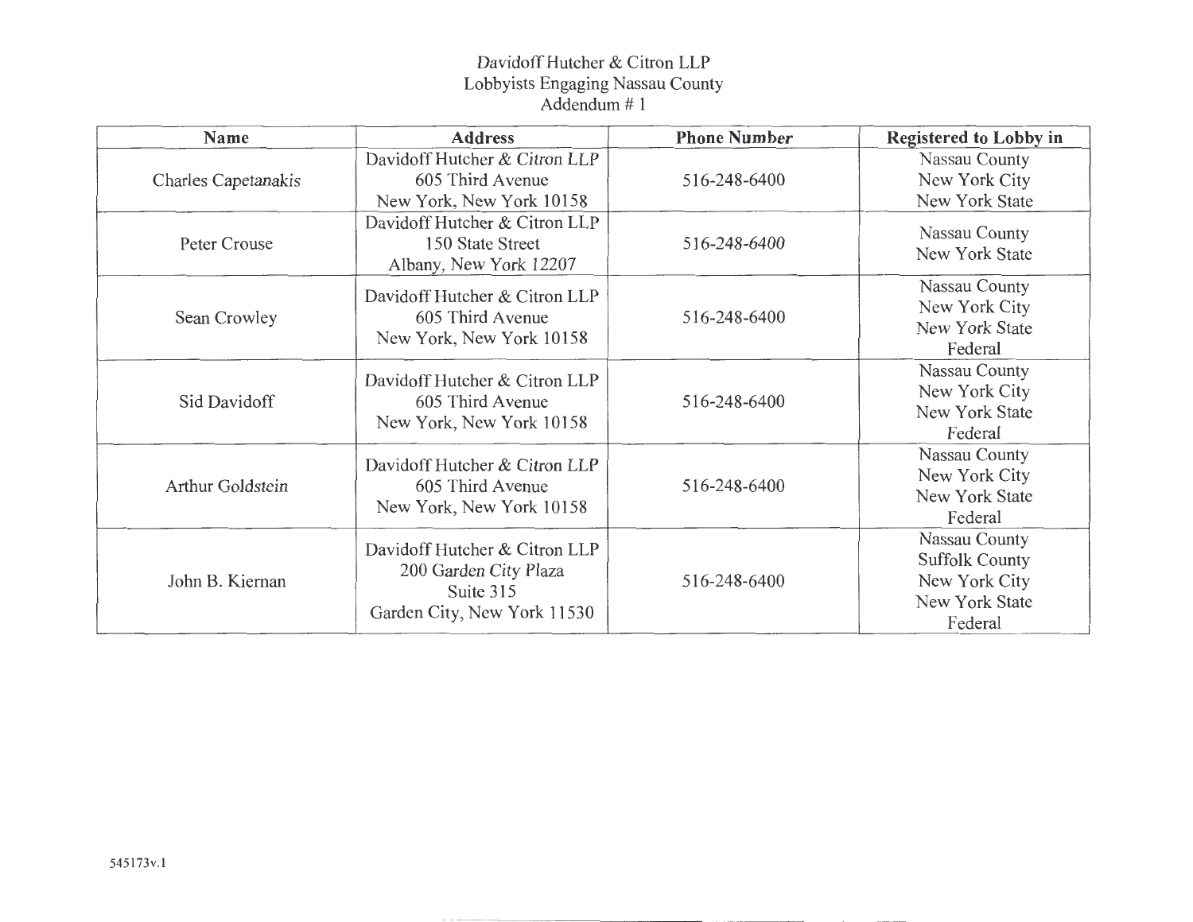Davidoff Hutcher & Citron LLP
Lobbyists Engaging Nassau County
Addendum # 1

| Name | Address | Phone Number | Registered to Lobby in |
|---|---|---|---|
| Charles Capetanakis | Davidoff Hutcher & Citron LLP<br>605 Third Avenue<br>New York, New York 10158 | 516-248-6400 | Nassau County<br>New York City<br>New York State |
| Peter Crouse | Davidoff Hutcher & Citron LLP<br>150 State Street<br>Albany, New York 12207 | 516-248-6400 | Nassau County<br>New York State |
| Sean Crowley | Davidoff Hutcher & Citron LLP<br>605 Third Avenue<br>New York, New York 10158 | 516-248-6400 | Nassau County<br>New York City<br>New York State<br>Federal |
| Sid Davidoff | Davidoff Hutcher & Citron LLP<br>605 Third Avenue<br>New York, New York 10158 | 516-248-6400 | Nassau County<br>New York City<br>New York State<br>Federal |
| Arthur Goldstein | Davidoff Hutcher & Citron LLP<br>605 Third Avenue<br>New York, New York 10158 | 516-248-6400 | Nassau County<br>New York City<br>New York State<br>Federal |
| John B. Kiernan | Davidoff Hutcher & Citron LLP<br>200 Garden City Plaza<br>Suite 315<br>Garden City, New York 11530 | 516-248-6400 | Nassau County<br>Suffolk County<br>New York City<br>New York State<br>Federal |

545173v.1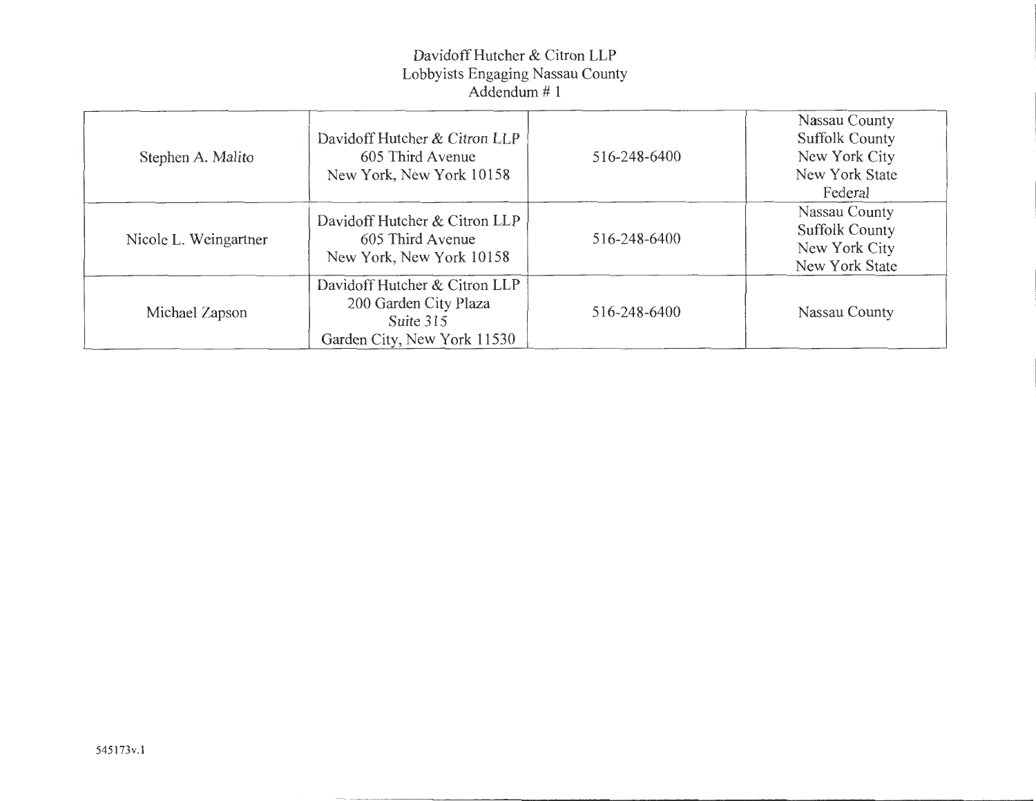# Davidoff Hutcher & Citron LLP
## Lobbyists Engaging Nassau County
### Addendum # 1

| | | | |
|---|---|---|---|
| Stephen A. Malito | Davidoff Hutcher & Citron LLP<br>605 Third Avenue<br>New York, New York 10158 | 516-248-6400 | Nassau County<br>Suffolk County<br>New York City<br>New York State<br>Federal |
| Nicole L. Weingartner | Davidoff Hutcher & Citron LLP<br>605 Third Avenue<br>New York, New York 10158 | 516-248-6400 | Nassau County<br>Suffolk County<br>New York City<br>New York State |
| Michael Zapson | Davidoff Hutcher & Citron LLP<br>200 Garden City Plaza<br>Suite 315<br>Garden City, New York 11530 | 516-248-6400 | Nassau County |

545173v.1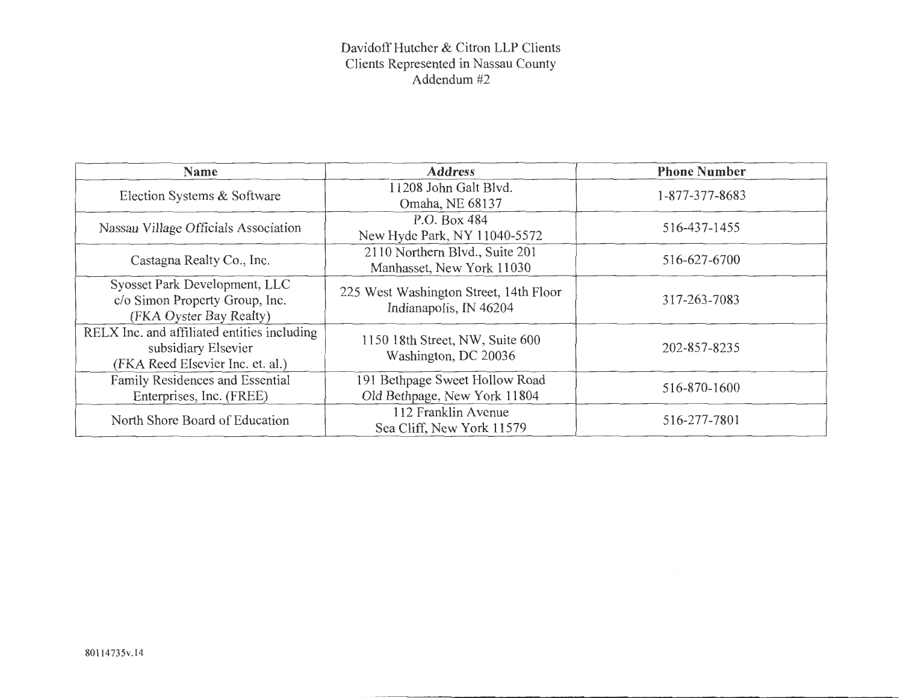Davidoff Hutcher & Citron LLP Clients
Clients Represented in Nassau County
Addendum #2

| Name | *Address* | Phone Number |
|---|---|---|
| Election Systems & Software | 11208 John Galt Blvd. Omaha, NE 68137 | 1-877-377-8683 |
| Nassau Village Officials Association | P.O. Box 484 New Hyde Park, NY 11040-5572 | 516-437-1455 |
| Castagna Realty Co., Inc. | 2110 Northern Blvd., Suite 201 Manhasset, New York 11030 | 516-627-6700 |
| Syosset Park Development, LLC c/o Simon Property Group, Inc. (FKA Oyster Bay Realty) | 225 West Washington Street, 14th Floor Indianapolis, IN 46204 | 317-263-7083 |
| RELX Inc. and affiliated entities including subsidiary Elsevier (FKA Reed Elsevier Inc. et. al.) | 1150 18th Street, NW, Suite 600 Washington, DC 20036 | 202-857-8235 |
| Family Residences and Essential Enterprises, Inc. (FREE) | 191 Bethpage Sweet Hollow Road Old Bethpage, New York 11804 | 516-870-1600 |
| North Shore Board of Education | 112 Franklin Avenue Sea Cliff, New York 11579 | 516-277-7801 |

80114735v.14